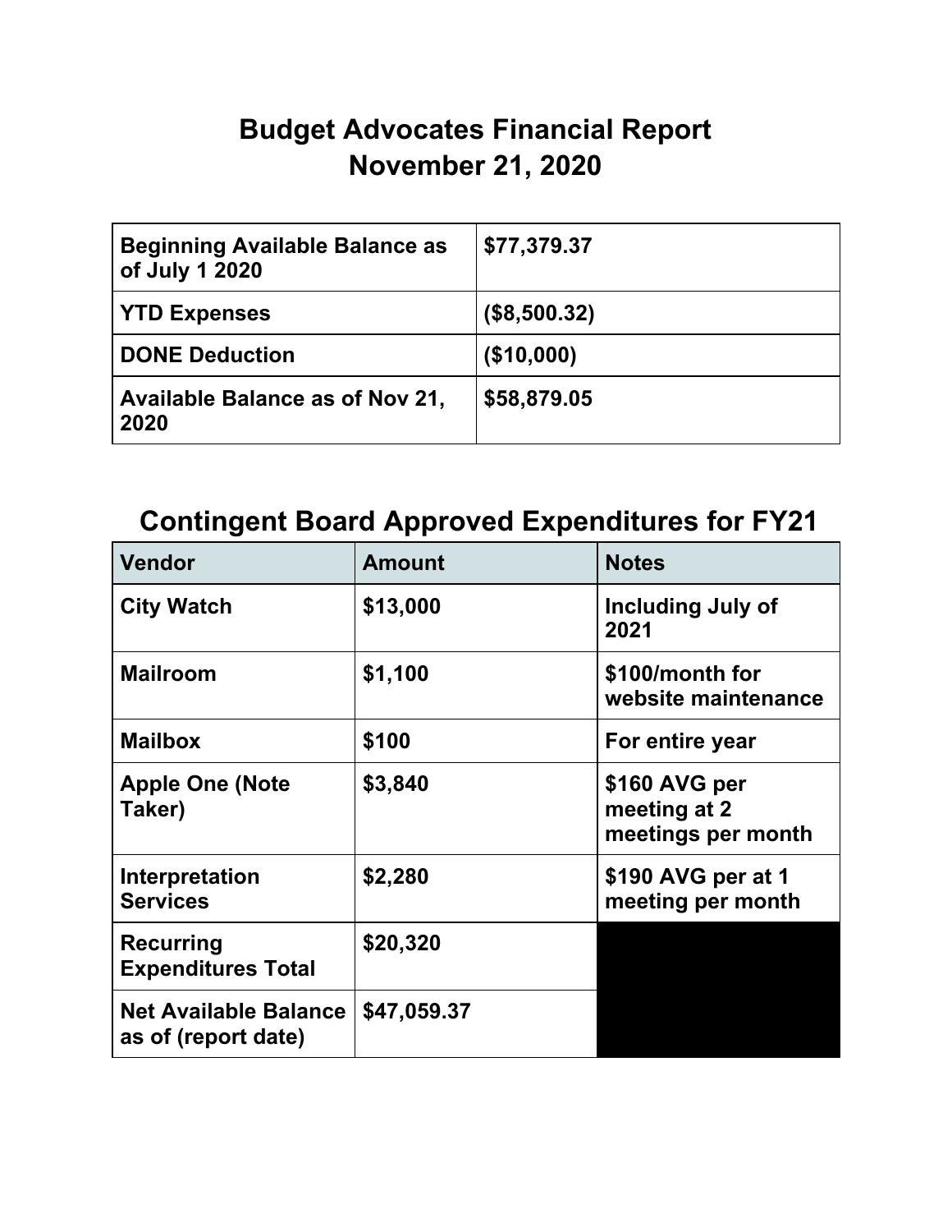# Budget Advocates Financial Report
# November 21, 2020

| **Beginning Available Balance as of July 1 2020** | **$77,379.37** |
|---|---|
| **YTD Expenses** | **($8,500.32)** |
| **DONE Deduction** | **($10,000)** |
| **Available Balance as of Nov 21, 2020** | **$58,879.05** |

## Contingent Board Approved Expenditures for FY21

| Vendor | Amount | Notes |
|---|---|---|
| **City Watch** | **$13,000** | **Including July of 2021** |
| **Mailroom** | **$1,100** | **$100/month for website maintenance** |
| **Mailbox** | **$100** | **For entire year** |
| **Apple One (Note Taker)** | **$3,840** | **$160 AVG per meeting at 2 meetings per month** |
| **Interpretation Services** | **$2,280** | **$190 AVG per at 1 meeting per month** |
| **Recurring Expenditures Total** | **$20,320** | |
| **Net Available Balance as of (report date)** | **$47,059.37** | |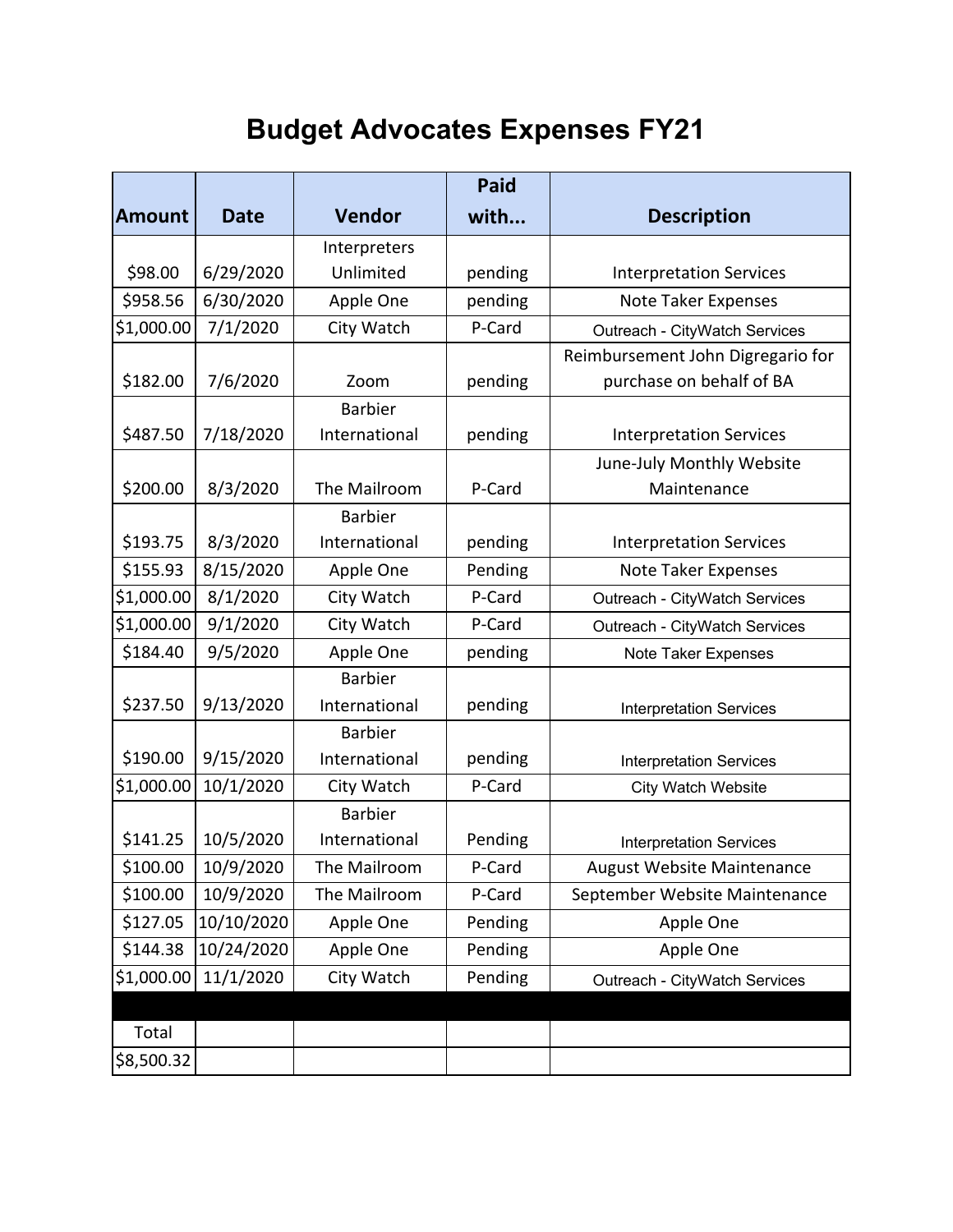# Budget Advocates Expenses FY21

| Amount | Date | Vendor | Paid with... | Description |
|---|---|---|---|---|
| $98.00 | 6/29/2020 | Interpreters Unlimited | pending | Interpretation Services |
| $958.56 | 6/30/2020 | Apple One | pending | Note Taker Expenses |
| $1,000.00 | 7/1/2020 | City Watch | P-Card | Outreach - CityWatch Services |
| $182.00 | 7/6/2020 | Zoom | pending | Reimbursement John Digregario for purchase on behalf of BA |
| $487.50 | 7/18/2020 | Barbier International | pending | Interpretation Services |
| $200.00 | 8/3/2020 | The Mailroom | P-Card | June-July Monthly Website Maintenance |
| $193.75 | 8/3/2020 | Barbier International | pending | Interpretation Services |
| $155.93 | 8/15/2020 | Apple One | Pending | Note Taker Expenses |
| $1,000.00 | 8/1/2020 | City Watch | P-Card | Outreach - CityWatch Services |
| $1,000.00 | 9/1/2020 | City Watch | P-Card | Outreach - CityWatch Services |
| $184.40 | 9/5/2020 | Apple One | pending | Note Taker Expenses |
| $237.50 | 9/13/2020 | Barbier International | pending | Interpretation Services |
| $190.00 | 9/15/2020 | Barbier International | pending | Interpretation Services |
| $1,000.00 | 10/1/2020 | City Watch | P-Card | City Watch Website |
| $141.25 | 10/5/2020 | Barbier International | Pending | Interpretation Services |
| $100.00 | 10/9/2020 | The Mailroom | P-Card | August Website Maintenance |
| $100.00 | 10/9/2020 | The Mailroom | P-Card | September Website Maintenance |
| $127.05 | 10/10/2020 | Apple One | Pending | Apple One |
| $144.38 | 10/24/2020 | Apple One | Pending | Apple One |
| $1,000.00 | 11/1/2020 | City Watch | Pending | Outreach - CityWatch Services |
| | | | | |
| Total | | | | |
| $8,500.32 | | | | |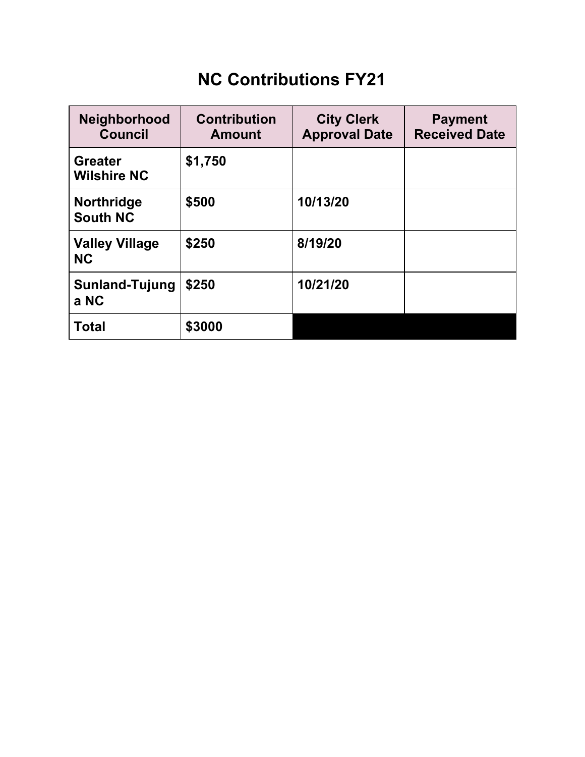# NC Contributions FY21

| Neighborhood Council | Contribution Amount | City Clerk Approval Date | Payment Received Date |
|---|---|---|---|
| **Greater Wilshire NC** | **$1,750** | | |
| **Northridge South NC** | **$500** | **10/13/20** | |
| **Valley Village NC** | **$250** | **8/19/20** | |
| **Sunland-Tujunga NC** | **$250** | **10/21/20** | |
| **Total** | **$3000** | | |